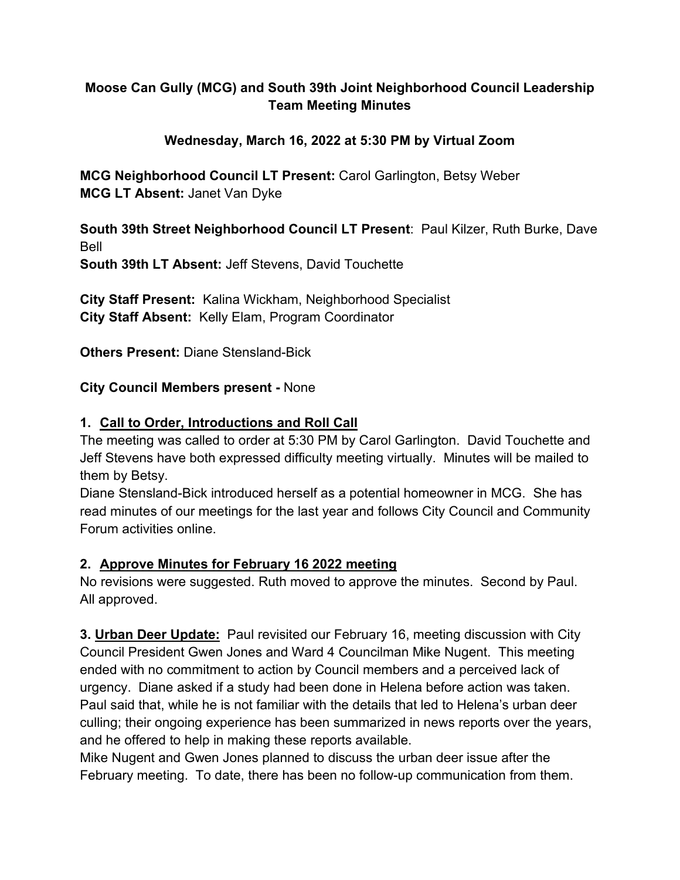# Moose Can Gully (MCG) and South 39th Joint Neighborhood Council Leadership Team Meeting Minutes

## Wednesday, March 16, 2022 at 5:30 PM by Virtual Zoom

**MCG Neighborhood Council LT Present:** Carol Garlington, Betsy Weber
**MCG LT Absent:** Janet Van Dyke

**South 39th Street Neighborhood Council LT Present**: Paul Kilzer, Ruth Burke, Dave Bell
**South 39th LT Absent:** Jeff Stevens, David Touchette

**City Staff Present:** Kalina Wickham, Neighborhood Specialist
**City Staff Absent:** Kelly Elam, Program Coordinator

**Others Present:** Diane Stensland-Bick

**City Council Members present -** None

**1. Call to Order, Introductions and Roll Call**

The meeting was called to order at 5:30 PM by Carol Garlington. David Touchette and Jeff Stevens have both expressed difficulty meeting virtually. Minutes will be mailed to them by Betsy.

Diane Stensland-Bick introduced herself as a potential homeowner in MCG. She has read minutes of our meetings for the last year and follows City Council and Community Forum activities online.

**2. Approve Minutes for February 16 2022 meeting**

No revisions were suggested. Ruth moved to approve the minutes. Second by Paul. All approved.

**3. Urban Deer Update:** Paul revisited our February 16, meeting discussion with City Council President Gwen Jones and Ward 4 Councilman Mike Nugent. This meeting ended with no commitment to action by Council members and a perceived lack of urgency. Diane asked if a study had been done in Helena before action was taken. Paul said that, while he is not familiar with the details that led to Helena's urban deer culling; their ongoing experience has been summarized in news reports over the years, and he offered to help in making these reports available.

Mike Nugent and Gwen Jones planned to discuss the urban deer issue after the February meeting. To date, there has been no follow-up communication from them.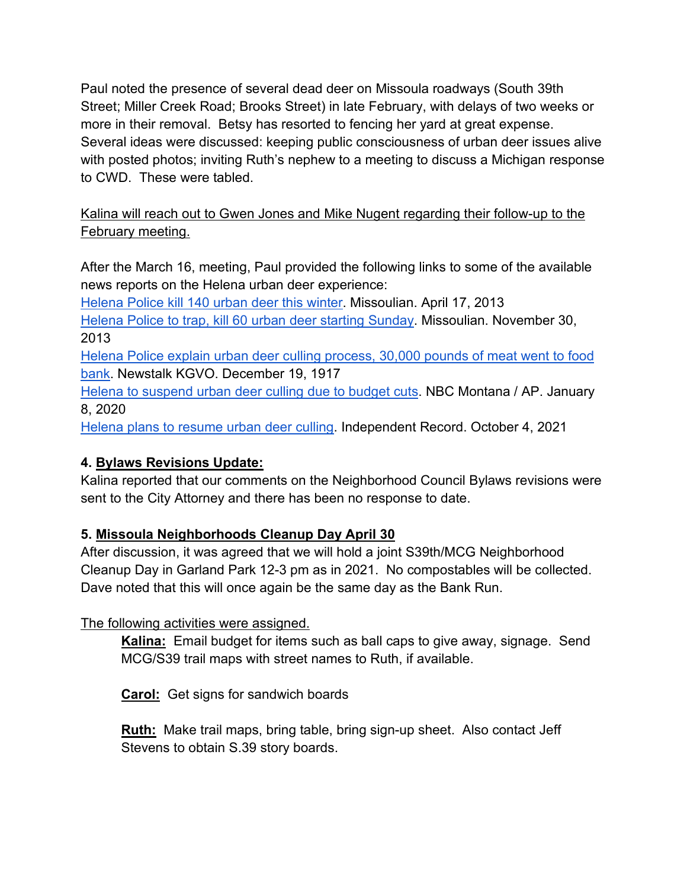Paul noted the presence of several dead deer on Missoula roadways (South 39th Street; Miller Creek Road; Brooks Street) in late February, with delays of two weeks or more in their removal. Betsy has resorted to fencing her yard at great expense. Several ideas were discussed: keeping public consciousness of urban deer issues alive with posted photos; inviting Ruth's nephew to a meeting to discuss a Michigan response to CWD. These were tabled.

<u>Kalina will reach out to Gwen Jones and Mike Nugent regarding their follow-up to the February meeting.</u>

After the March 16, meeting, Paul provided the following links to some of the available news reports on the Helena urban deer experience:
Helena Police kill 140 urban deer this winter. Missoulian. April 17, 2013
Helena Police to trap, kill 60 urban deer starting Sunday. Missoulian. November 30, 2013
Helena Police explain urban deer culling process, 30,000 pounds of meat went to food bank. Newstalk KGVO. December 19, 1917
Helena to suspend urban deer culling due to budget cuts. NBC Montana / AP. January 8, 2020
Helena plans to resume urban deer culling. Independent Record. October 4, 2021

**4. <u>Bylaws Revisions Update:</u>**
Kalina reported that our comments on the Neighborhood Council Bylaws revisions were sent to the City Attorney and there has been no response to date.

**5. <u>Missoula Neighborhoods Cleanup Day April 30</u>**
After discussion, it was agreed that we will hold a joint S39th/MCG Neighborhood Cleanup Day in Garland Park 12-3 pm as in 2021. No compostables will be collected. Dave noted that this will once again be the same day as the Bank Run.

<u>The following activities were assigned.</u>

**<u>Kalina:</u>** Email budget for items such as ball caps to give away, signage. Send MCG/S39 trail maps with street names to Ruth, if available.

**<u>Carol:</u>** Get signs for sandwich boards

**<u>Ruth:</u>** Make trail maps, bring table, bring sign-up sheet. Also contact Jeff Stevens to obtain S.39 story boards.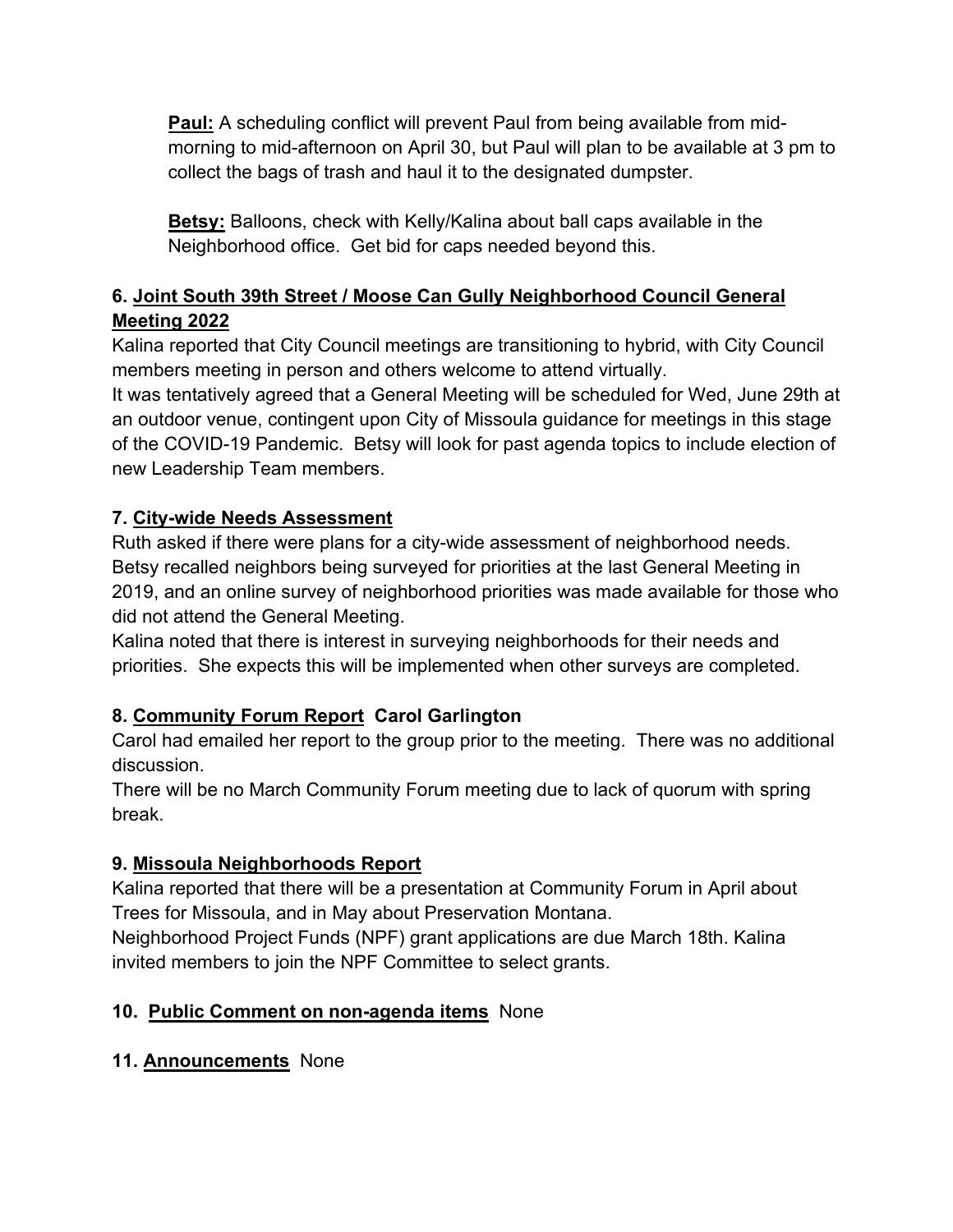**Paul:** A scheduling conflict will prevent Paul from being available from mid-morning to mid-afternoon on April 30, but Paul will plan to be available at 3 pm to collect the bags of trash and haul it to the designated dumpster.

**Betsy:** Balloons, check with Kelly/Kalina about ball caps available in the Neighborhood office. Get bid for caps needed beyond this.

### 6. Joint South 39th Street / Moose Can Gully Neighborhood Council General Meeting 2022

Kalina reported that City Council meetings are transitioning to hybrid, with City Council members meeting in person and others welcome to attend virtually.

It was tentatively agreed that a General Meeting will be scheduled for Wed, June 29th at an outdoor venue, contingent upon City of Missoula guidance for meetings in this stage of the COVID-19 Pandemic. Betsy will look for past agenda topics to include election of new Leadership Team members.

### 7. City-wide Needs Assessment

Ruth asked if there were plans for a city-wide assessment of neighborhood needs. Betsy recalled neighbors being surveyed for priorities at the last General Meeting in 2019, and an online survey of neighborhood priorities was made available for those who did not attend the General Meeting.

Kalina noted that there is interest in surveying neighborhoods for their needs and priorities. She expects this will be implemented when other surveys are completed.

### 8. Community Forum Report Carol Garlington

Carol had emailed her report to the group prior to the meeting. There was no additional discussion.

There will be no March Community Forum meeting due to lack of quorum with spring break.

### 9. Missoula Neighborhoods Report

Kalina reported that there will be a presentation at Community Forum in April about Trees for Missoula, and in May about Preservation Montana.

Neighborhood Project Funds (NPF) grant applications are due March 18th. Kalina invited members to join the NPF Committee to select grants.

### 10. Public Comment on non-agenda items None

### 11. Announcements None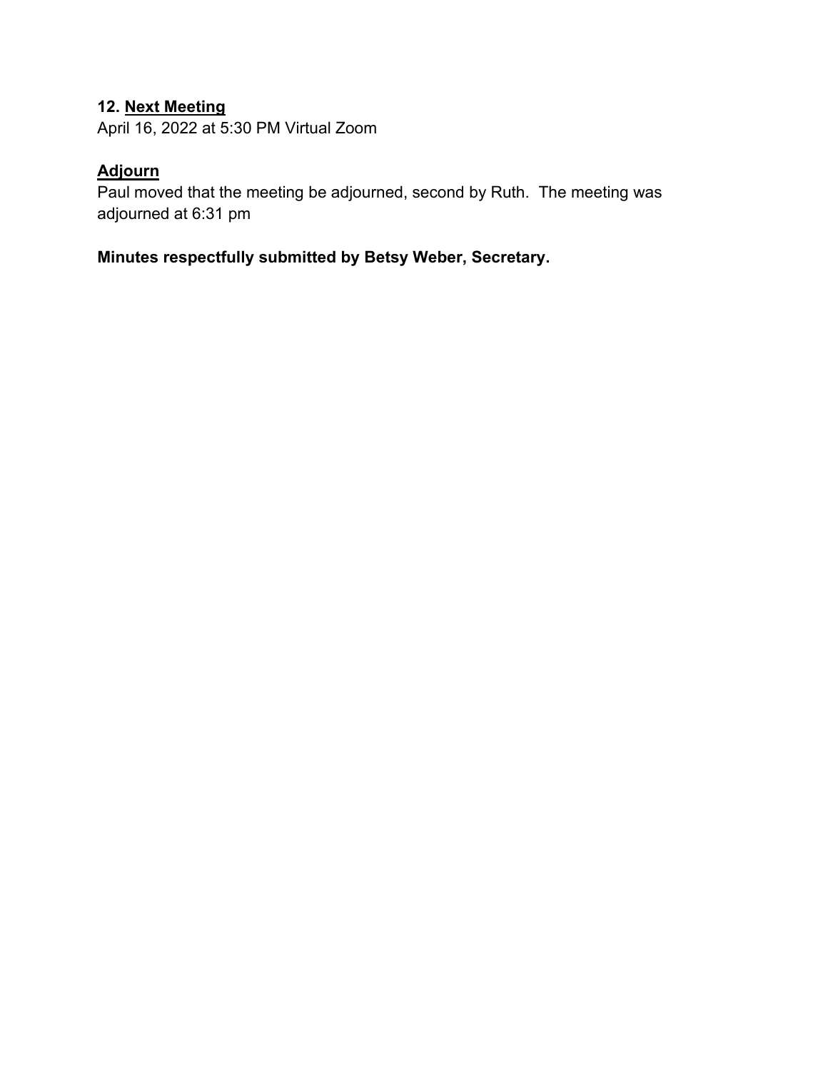**12. <u>Next Meeting</u>**
April 16, 2022 at 5:30 PM Virtual Zoom

**<u>Adjourn</u>**
Paul moved that the meeting be adjourned, second by Ruth.  The meeting was adjourned at 6:31 pm

**Minutes respectfully submitted by Betsy Weber, Secretary.**